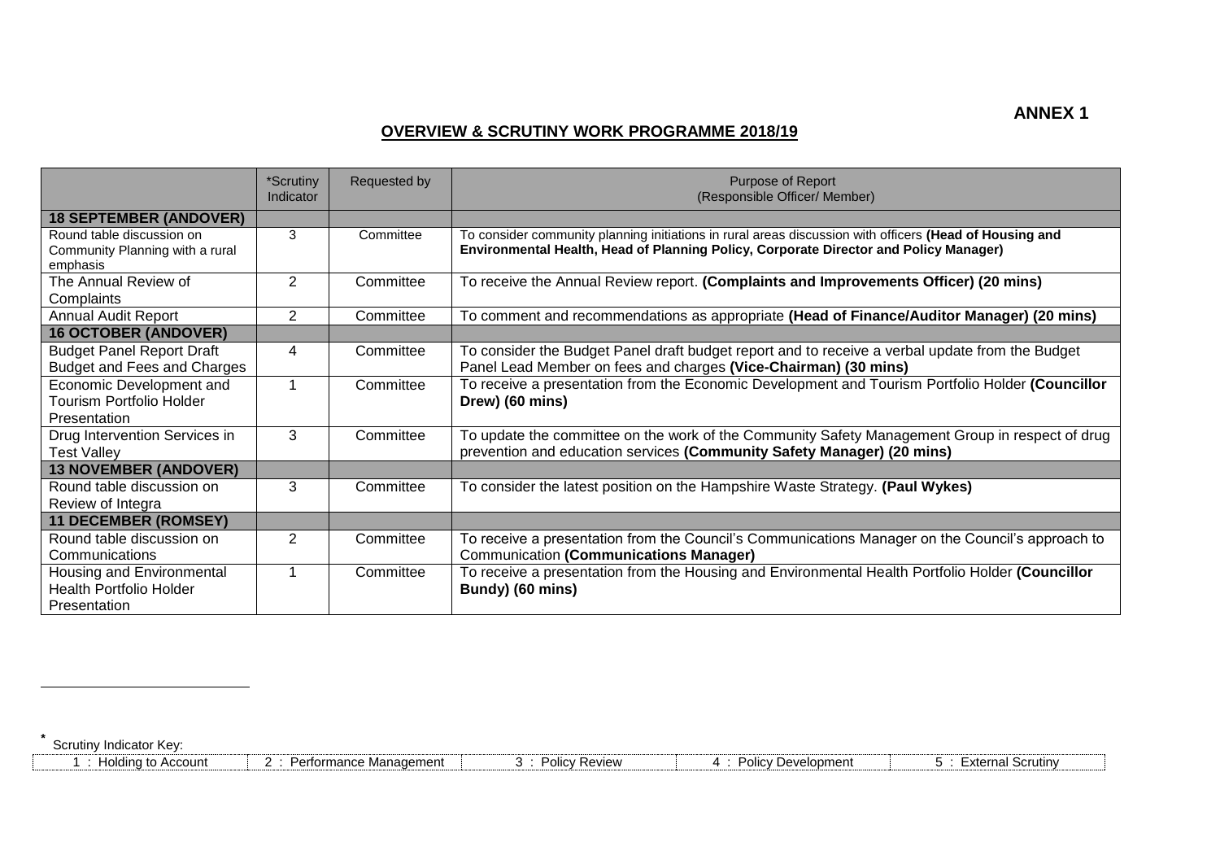**ANNEX 1**

## OVERVIEW & SCRUTINY WORK PROGRAMME 2018/19

| | *Scrutiny Indicator | Requested by | Purpose of Report (Responsible Officer/ Member) |
|---|---|---|---|
| **18 SEPTEMBER (ANDOVER)** | | | |
| Round table discussion on Community Planning with a rural emphasis | 3 | Committee | To consider community planning initiations in rural areas discussion with officers **(Head of Housing and Environmental Health, Head of Planning Policy, Corporate Director and Policy Manager)** |
| The Annual Review of Complaints | 2 | Committee | To receive the Annual Review report. **(Complaints and Improvements Officer) (20 mins)** |
| Annual Audit Report | 2 | Committee | To comment and recommendations as appropriate **(Head of Finance/Auditor Manager) (20 mins)** |
| **16 OCTOBER (ANDOVER)** | | | |
| Budget Panel Report Draft Budget and Fees and Charges | 4 | Committee | To consider the Budget Panel draft budget report and to receive a verbal update from the Budget Panel Lead Member on fees and charges **(Vice-Chairman) (30 mins)** |
| Economic Development and Tourism Portfolio Holder Presentation | 1 | Committee | To receive a presentation from the Economic Development and Tourism Portfolio Holder **(Councillor Drew) (60 mins)** |
| Drug Intervention Services in Test Valley | 3 | Committee | To update the committee on the work of the Community Safety Management Group in respect of drug prevention and education services **(Community Safety Manager) (20 mins)** |
| **13 NOVEMBER (ANDOVER)** | | | |
| Round table discussion on Review of Integra | 3 | Committee | To consider the latest position on the Hampshire Waste Strategy. **(Paul Wykes)** |
| **11 DECEMBER (ROMSEY)** | | | |
| Round table discussion on Communications | 2 | Committee | To receive a presentation from the Council's Communications Manager on the Council's approach to Communication **(Communications Manager)** |
| Housing and Environmental Health Portfolio Holder Presentation | 1 | Committee | To receive a presentation from the Housing and Environmental Health Portfolio Holder **(Councillor Bundy) (60 mins)** |

* Scrutiny Indicator Key:

| 1 : Holding to Account | 2 : Performance Management | 3 : Policy Review | 4 : Policy Development | 5 : External Scrutiny |
|---|---|---|---|---|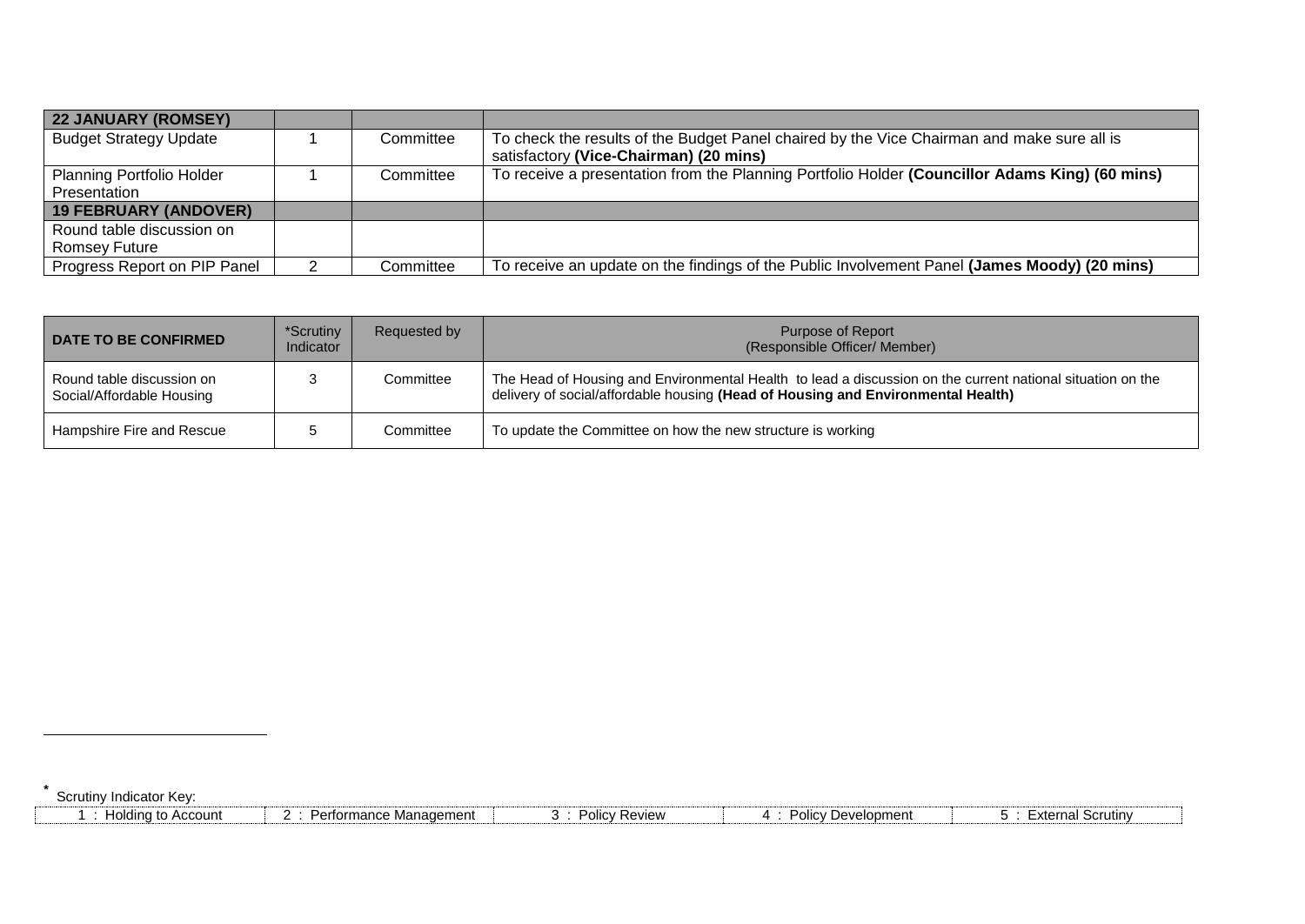| 22 JANUARY (ROMSEY) | | | |
|---|---|---|---|
| Budget Strategy Update | 1 | Committee | To check the results of the Budget Panel chaired by the Vice Chairman and make sure all is satisfactory **(Vice-Chairman) (20 mins)** |
| Planning Portfolio Holder Presentation | 1 | Committee | To receive a presentation from the Planning Portfolio Holder **(Councillor Adams King) (60 mins)** |
| **19 FEBRUARY (ANDOVER)** | | | |
| Round table discussion on Romsey Future | | | |
| Progress Report on PIP Panel | 2 | Committee | To receive an update on the findings of the Public Involvement Panel **(James Moody) (20 mins)** |

| DATE TO BE CONFIRMED | *Scrutiny Indicator | Requested by | Purpose of Report (Responsible Officer/ Member) |
|---|---|---|---|
| Round table discussion on Social/Affordable Housing | 3 | Committee | The Head of Housing and Environmental Health to lead a discussion on the current national situation on the delivery of social/affordable housing **(Head of Housing and Environmental Health)** |
| Hampshire Fire and Rescue | 5 | Committee | To update the Committee on how the new structure is working |

* Scrutiny Indicator Key:

| 1 : Holding to Account | 2 : Performance Management | 3 : Policy Review | 4 : Policy Development | 5 : External Scrutiny |
|---|---|---|---|---|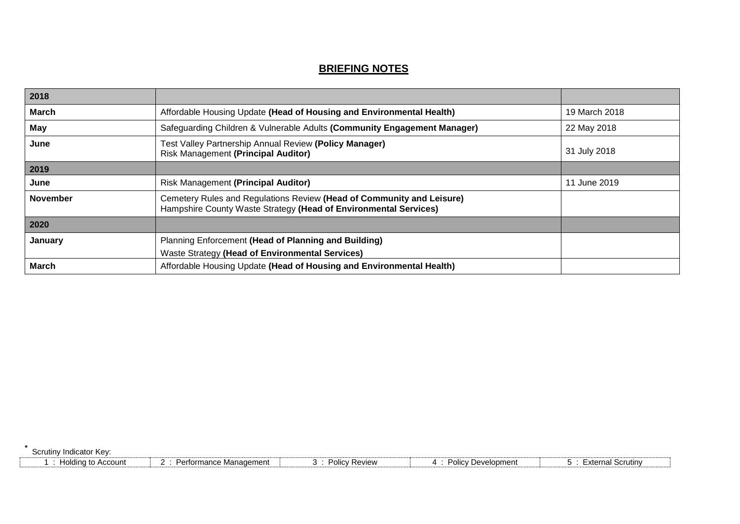# BRIEFING NOTES

| | | |
|---|---|---|
| **2018** | | |
| **March** | Affordable Housing Update **(Head of Housing and Environmental Health)** | 19 March 2018 |
| **May** | Safeguarding Children & Vulnerable Adults **(Community Engagement Manager)** | 22 May 2018 |
| **June** | Test Valley Partnership Annual Review **(Policy Manager)**<br>Risk Management **(Principal Auditor)** | 31 July 2018 |
| **2019** | | |
| **June** | Risk Management **(Principal Auditor)** | 11 June 2019 |
| **November** | Cemetery Rules and Regulations Review **(Head of Community and Leisure)**<br>Hampshire County Waste Strategy **(Head of Environmental Services)** | |
| **2020** | | |
| **January** | Planning Enforcement **(Head of Planning and Building)**<br>Waste Strategy **(Head of Environmental Services)** | |
| **March** | Affordable Housing Update **(Head of Housing and Environmental Health)** | |

* Scrutiny Indicator Key:

| | | | | |
|---|---|---|---|---|
| 1 : Holding to Account | 2 : Performance Management | 3 : Policy Review | 4 : Policy Development | 5 : External Scrutiny |